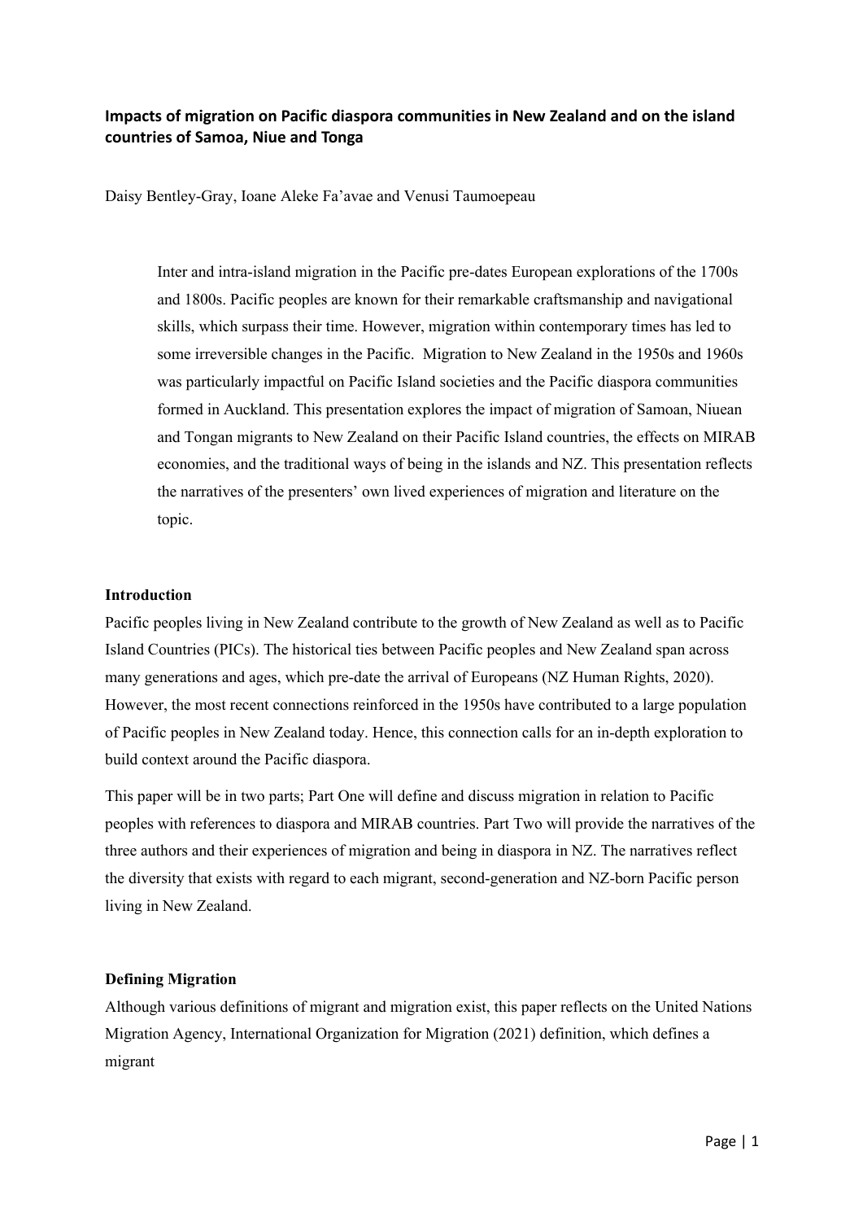# Impacts of migration on Pacific diaspora communities in New Zealand and on the island countries of Samoa, Niue and Tonga

Daisy Bentley-Gray, Ioane Aleke Fa'avae and Venusi Taumoepeau

> Inter and intra-island migration in the Pacific pre-dates European explorations of the 1700s and 1800s. Pacific peoples are known for their remarkable craftsmanship and navigational skills, which surpass their time. However, migration within contemporary times has led to some irreversible changes in the Pacific. Migration to New Zealand in the 1950s and 1960s was particularly impactful on Pacific Island societies and the Pacific diaspora communities formed in Auckland. This presentation explores the impact of migration of Samoan, Niuean and Tongan migrants to New Zealand on their Pacific Island countries, the effects on MIRAB economies, and the traditional ways of being in the islands and NZ. This presentation reflects the narratives of the presenters' own lived experiences of migration and literature on the topic.

## Introduction

Pacific peoples living in New Zealand contribute to the growth of New Zealand as well as to Pacific Island Countries (PICs). The historical ties between Pacific peoples and New Zealand span across many generations and ages, which pre-date the arrival of Europeans (NZ Human Rights, 2020). However, the most recent connections reinforced in the 1950s have contributed to a large population of Pacific peoples in New Zealand today. Hence, this connection calls for an in-depth exploration to build context around the Pacific diaspora.

This paper will be in two parts; Part One will define and discuss migration in relation to Pacific peoples with references to diaspora and MIRAB countries. Part Two will provide the narratives of the three authors and their experiences of migration and being in diaspora in NZ. The narratives reflect the diversity that exists with regard to each migrant, second-generation and NZ-born Pacific person living in New Zealand.

## Defining Migration

Although various definitions of migrant and migration exist, this paper reflects on the United Nations Migration Agency, International Organization for Migration (2021) definition, which defines a migrant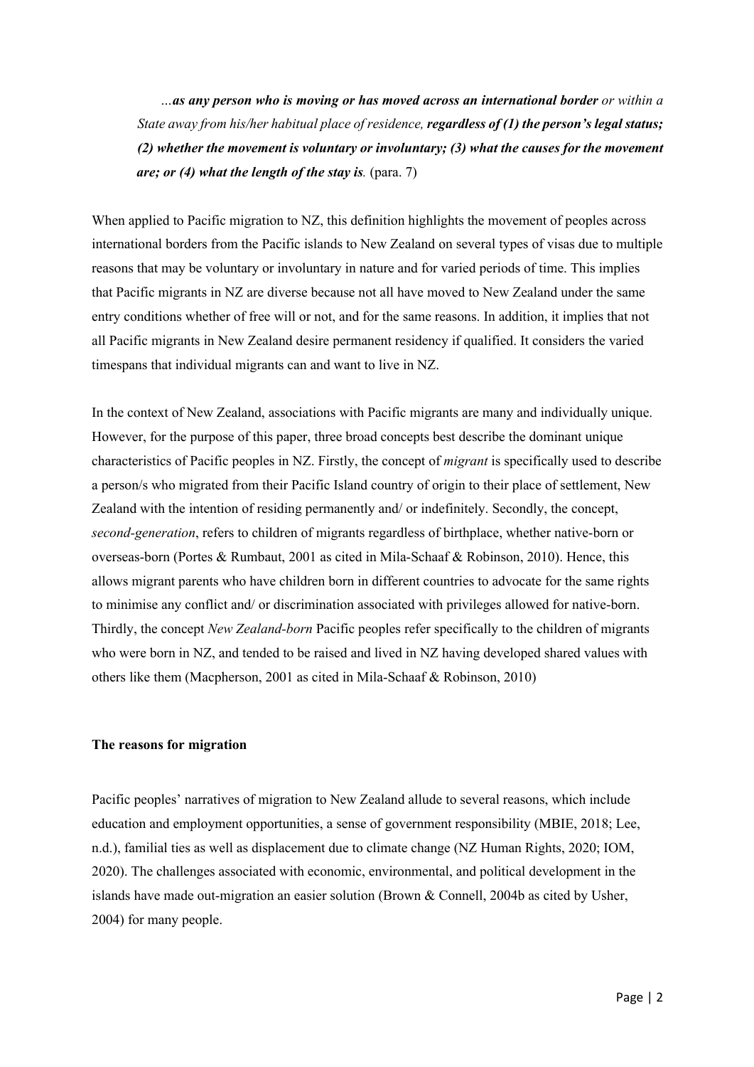> *…**as any person who is moving or has moved across an international border** or within a State away from his/her habitual place of residence, **regardless of (1) the person's legal status; (2) whether the movement is voluntary or involuntary; (3) what the causes for the movement are; or (4) what the length of the stay is**.* (para. 7)

When applied to Pacific migration to NZ, this definition highlights the movement of peoples across international borders from the Pacific islands to New Zealand on several types of visas due to multiple reasons that may be voluntary or involuntary in nature and for varied periods of time. This implies that Pacific migrants in NZ are diverse because not all have moved to New Zealand under the same entry conditions whether of free will or not, and for the same reasons. In addition, it implies that not all Pacific migrants in New Zealand desire permanent residency if qualified. It considers the varied timespans that individual migrants can and want to live in NZ.

In the context of New Zealand, associations with Pacific migrants are many and individually unique. However, for the purpose of this paper, three broad concepts best describe the dominant unique characteristics of Pacific peoples in NZ. Firstly, the concept of *migrant* is specifically used to describe a person/s who migrated from their Pacific Island country of origin to their place of settlement, New Zealand with the intention of residing permanently and/ or indefinitely. Secondly, the concept, *second-generation*, refers to children of migrants regardless of birthplace, whether native-born or overseas-born (Portes & Rumbaut, 2001 as cited in Mila-Schaaf & Robinson, 2010). Hence, this allows migrant parents who have children born in different countries to advocate for the same rights to minimise any conflict and/ or discrimination associated with privileges allowed for native-born. Thirdly, the concept *New Zealand-born* Pacific peoples refer specifically to the children of migrants who were born in NZ, and tended to be raised and lived in NZ having developed shared values with others like them (Macpherson, 2001 as cited in Mila-Schaaf & Robinson, 2010)

**The reasons for migration**

Pacific peoples' narratives of migration to New Zealand allude to several reasons, which include education and employment opportunities, a sense of government responsibility (MBIE, 2018; Lee, n.d.), familial ties as well as displacement due to climate change (NZ Human Rights, 2020; IOM, 2020). The challenges associated with economic, environmental, and political development in the islands have made out-migration an easier solution (Brown & Connell, 2004b as cited by Usher, 2004) for many people.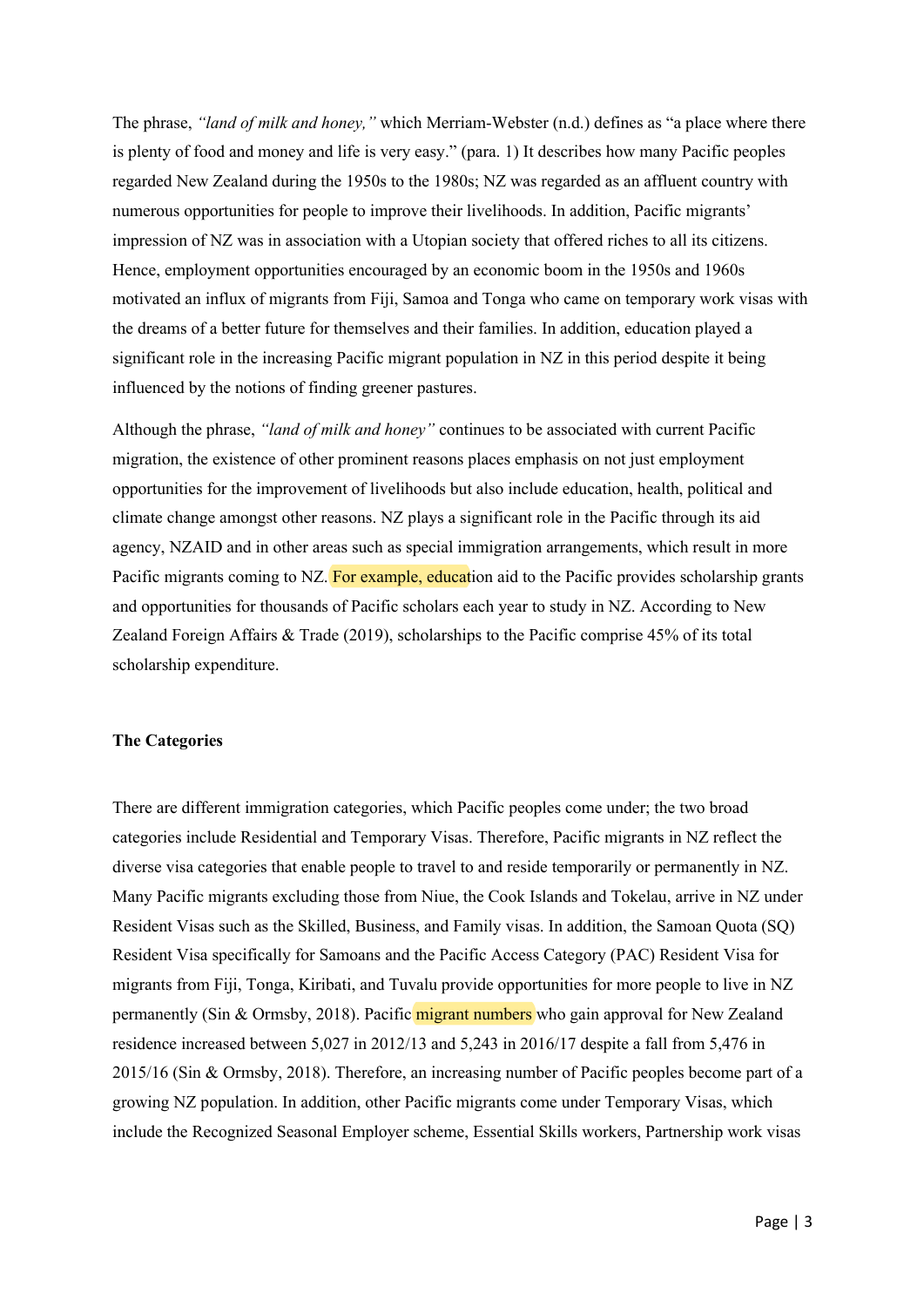The phrase, *"land of milk and honey,"* which Merriam-Webster (n.d.) defines as "a place where there is plenty of food and money and life is very easy." (para. 1) It describes how many Pacific peoples regarded New Zealand during the 1950s to the 1980s; NZ was regarded as an affluent country with numerous opportunities for people to improve their livelihoods. In addition, Pacific migrants' impression of NZ was in association with a Utopian society that offered riches to all its citizens. Hence, employment opportunities encouraged by an economic boom in the 1950s and 1960s motivated an influx of migrants from Fiji, Samoa and Tonga who came on temporary work visas with the dreams of a better future for themselves and their families. In addition, education played a significant role in the increasing Pacific migrant population in NZ in this period despite it being influenced by the notions of finding greener pastures.

Although the phrase, *"land of milk and honey"* continues to be associated with current Pacific migration, the existence of other prominent reasons places emphasis on not just employment opportunities for the improvement of livelihoods but also include education, health, political and climate change amongst other reasons. NZ plays a significant role in the Pacific through its aid agency, NZAID and in other areas such as special immigration arrangements, which result in more Pacific migrants coming to NZ. For example, education aid to the Pacific provides scholarship grants and opportunities for thousands of Pacific scholars each year to study in NZ. According to New Zealand Foreign Affairs & Trade (2019), scholarships to the Pacific comprise 45% of its total scholarship expenditure.

**The Categories**

There are different immigration categories, which Pacific peoples come under; the two broad categories include Residential and Temporary Visas. Therefore, Pacific migrants in NZ reflect the diverse visa categories that enable people to travel to and reside temporarily or permanently in NZ. Many Pacific migrants excluding those from Niue, the Cook Islands and Tokelau, arrive in NZ under Resident Visas such as the Skilled, Business, and Family visas. In addition, the Samoan Quota (SQ) Resident Visa specifically for Samoans and the Pacific Access Category (PAC) Resident Visa for migrants from Fiji, Tonga, Kiribati, and Tuvalu provide opportunities for more people to live in NZ permanently (Sin & Ormsby, 2018). Pacific migrant numbers who gain approval for New Zealand residence increased between 5,027 in 2012/13 and 5,243 in 2016/17 despite a fall from 5,476 in 2015/16 (Sin & Ormsby, 2018). Therefore, an increasing number of Pacific peoples become part of a growing NZ population. In addition, other Pacific migrants come under Temporary Visas, which include the Recognized Seasonal Employer scheme, Essential Skills workers, Partnership work visas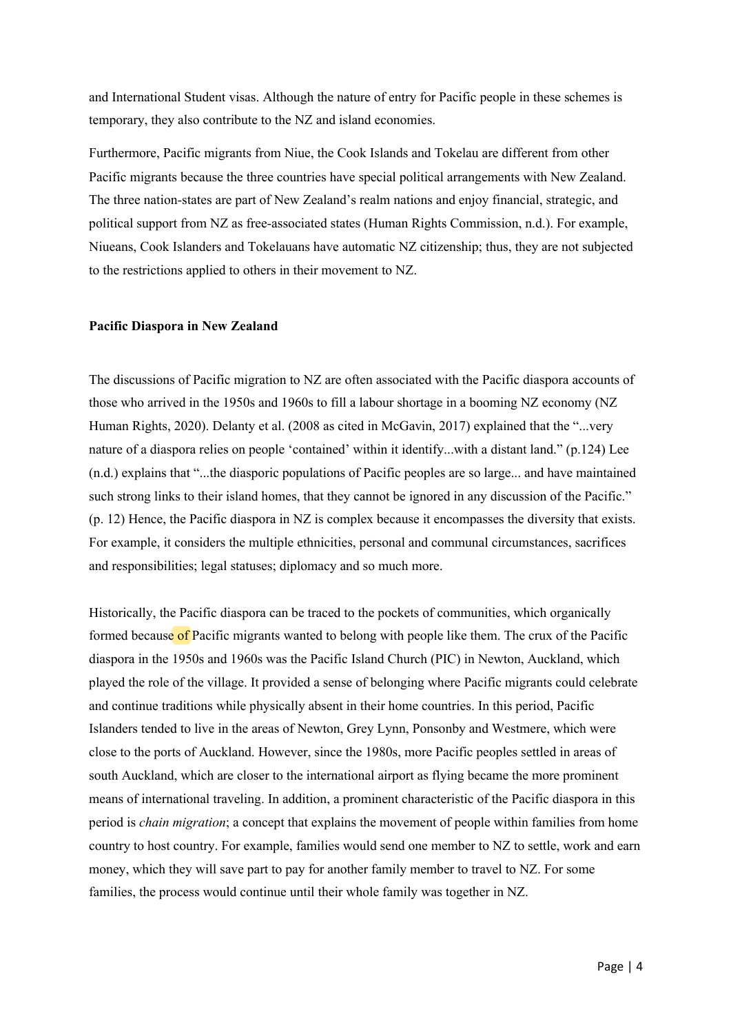and International Student visas. Although the nature of entry for Pacific people in these schemes is temporary, they also contribute to the NZ and island economies.

Furthermore, Pacific migrants from Niue, the Cook Islands and Tokelau are different from other Pacific migrants because the three countries have special political arrangements with New Zealand. The three nation-states are part of New Zealand's realm nations and enjoy financial, strategic, and political support from NZ as free-associated states (Human Rights Commission, n.d.). For example, Niueans, Cook Islanders and Tokelauans have automatic NZ citizenship; thus, they are not subjected to the restrictions applied to others in their movement to NZ.

**Pacific Diaspora in New Zealand**

The discussions of Pacific migration to NZ are often associated with the Pacific diaspora accounts of those who arrived in the 1950s and 1960s to fill a labour shortage in a booming NZ economy (NZ Human Rights, 2020). Delanty et al. (2008 as cited in McGavin, 2017) explained that the "...very nature of a diaspora relies on people 'contained' within it identify...with a distant land." (p.124) Lee (n.d.) explains that "...the diasporic populations of Pacific peoples are so large... and have maintained such strong links to their island homes, that they cannot be ignored in any discussion of the Pacific." (p. 12) Hence, the Pacific diaspora in NZ is complex because it encompasses the diversity that exists. For example, it considers the multiple ethnicities, personal and communal circumstances, sacrifices and responsibilities; legal statuses; diplomacy and so much more.

Historically, the Pacific diaspora can be traced to the pockets of communities, which organically formed because of Pacific migrants wanted to belong with people like them. The crux of the Pacific diaspora in the 1950s and 1960s was the Pacific Island Church (PIC) in Newton, Auckland, which played the role of the village. It provided a sense of belonging where Pacific migrants could celebrate and continue traditions while physically absent in their home countries. In this period, Pacific Islanders tended to live in the areas of Newton, Grey Lynn, Ponsonby and Westmere, which were close to the ports of Auckland. However, since the 1980s, more Pacific peoples settled in areas of south Auckland, which are closer to the international airport as flying became the more prominent means of international traveling. In addition, a prominent characteristic of the Pacific diaspora in this period is *chain migration*; a concept that explains the movement of people within families from home country to host country. For example, families would send one member to NZ to settle, work and earn money, which they will save part to pay for another family member to travel to NZ. For some families, the process would continue until their whole family was together in NZ.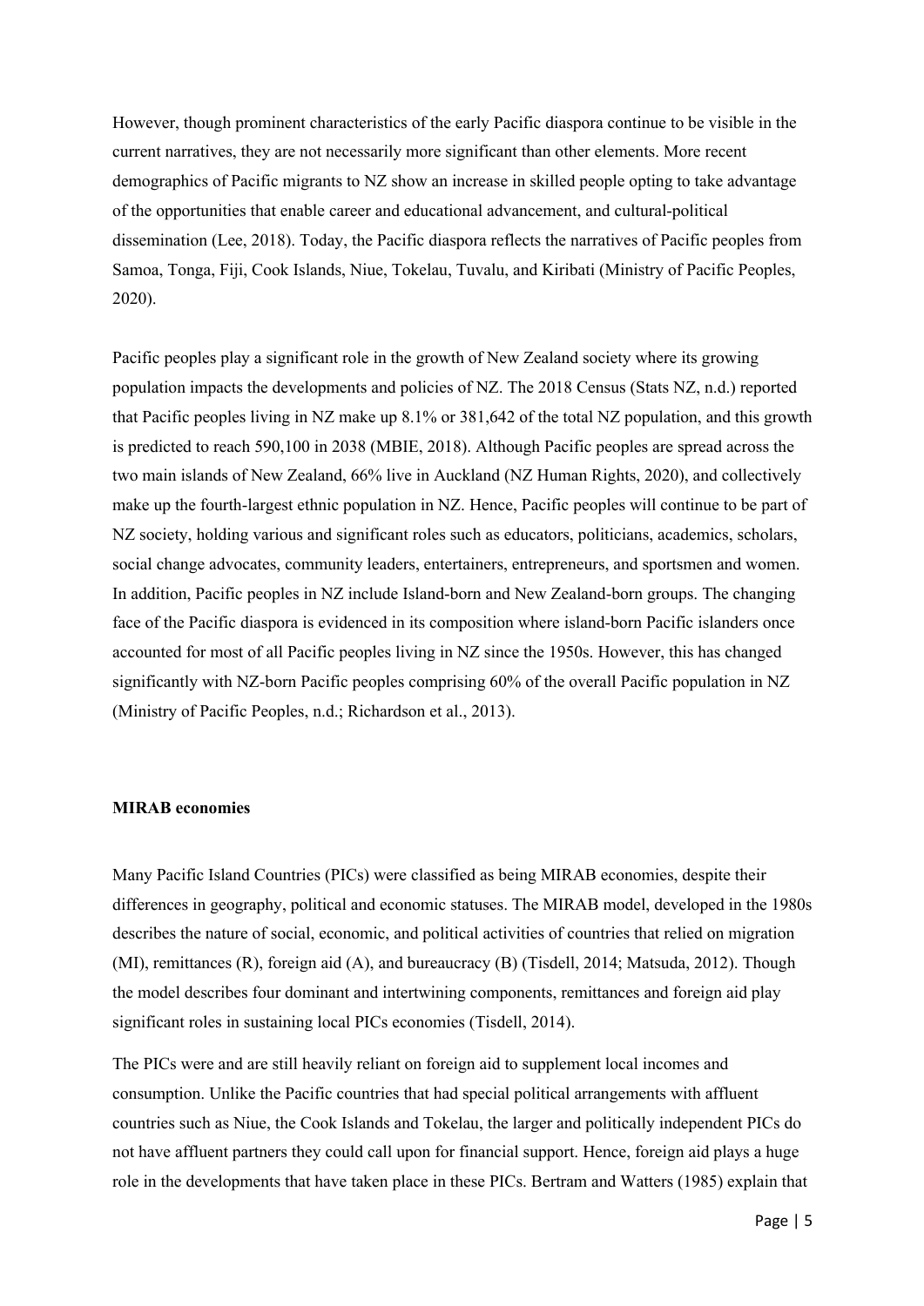However, though prominent characteristics of the early Pacific diaspora continue to be visible in the current narratives, they are not necessarily more significant than other elements. More recent demographics of Pacific migrants to NZ show an increase in skilled people opting to take advantage of the opportunities that enable career and educational advancement, and cultural-political dissemination (Lee, 2018). Today, the Pacific diaspora reflects the narratives of Pacific peoples from Samoa, Tonga, Fiji, Cook Islands, Niue, Tokelau, Tuvalu, and Kiribati (Ministry of Pacific Peoples, 2020).

Pacific peoples play a significant role in the growth of New Zealand society where its growing population impacts the developments and policies of NZ. The 2018 Census (Stats NZ, n.d.) reported that Pacific peoples living in NZ make up 8.1% or 381,642 of the total NZ population, and this growth is predicted to reach 590,100 in 2038 (MBIE, 2018). Although Pacific peoples are spread across the two main islands of New Zealand, 66% live in Auckland (NZ Human Rights, 2020), and collectively make up the fourth-largest ethnic population in NZ. Hence, Pacific peoples will continue to be part of NZ society, holding various and significant roles such as educators, politicians, academics, scholars, social change advocates, community leaders, entertainers, entrepreneurs, and sportsmen and women. In addition, Pacific peoples in NZ include Island-born and New Zealand-born groups. The changing face of the Pacific diaspora is evidenced in its composition where island-born Pacific islanders once accounted for most of all Pacific peoples living in NZ since the 1950s. However, this has changed significantly with NZ-born Pacific peoples comprising 60% of the overall Pacific population in NZ (Ministry of Pacific Peoples, n.d.; Richardson et al., 2013).

**MIRAB economies**

Many Pacific Island Countries (PICs) were classified as being MIRAB economies, despite their differences in geography, political and economic statuses. The MIRAB model, developed in the 1980s describes the nature of social, economic, and political activities of countries that relied on migration (MI), remittances (R), foreign aid (A), and bureaucracy (B) (Tisdell, 2014; Matsuda, 2012). Though the model describes four dominant and intertwining components, remittances and foreign aid play significant roles in sustaining local PICs economies (Tisdell, 2014).

The PICs were and are still heavily reliant on foreign aid to supplement local incomes and consumption. Unlike the Pacific countries that had special political arrangements with affluent countries such as Niue, the Cook Islands and Tokelau, the larger and politically independent PICs do not have affluent partners they could call upon for financial support. Hence, foreign aid plays a huge role in the developments that have taken place in these PICs. Bertram and Watters (1985) explain that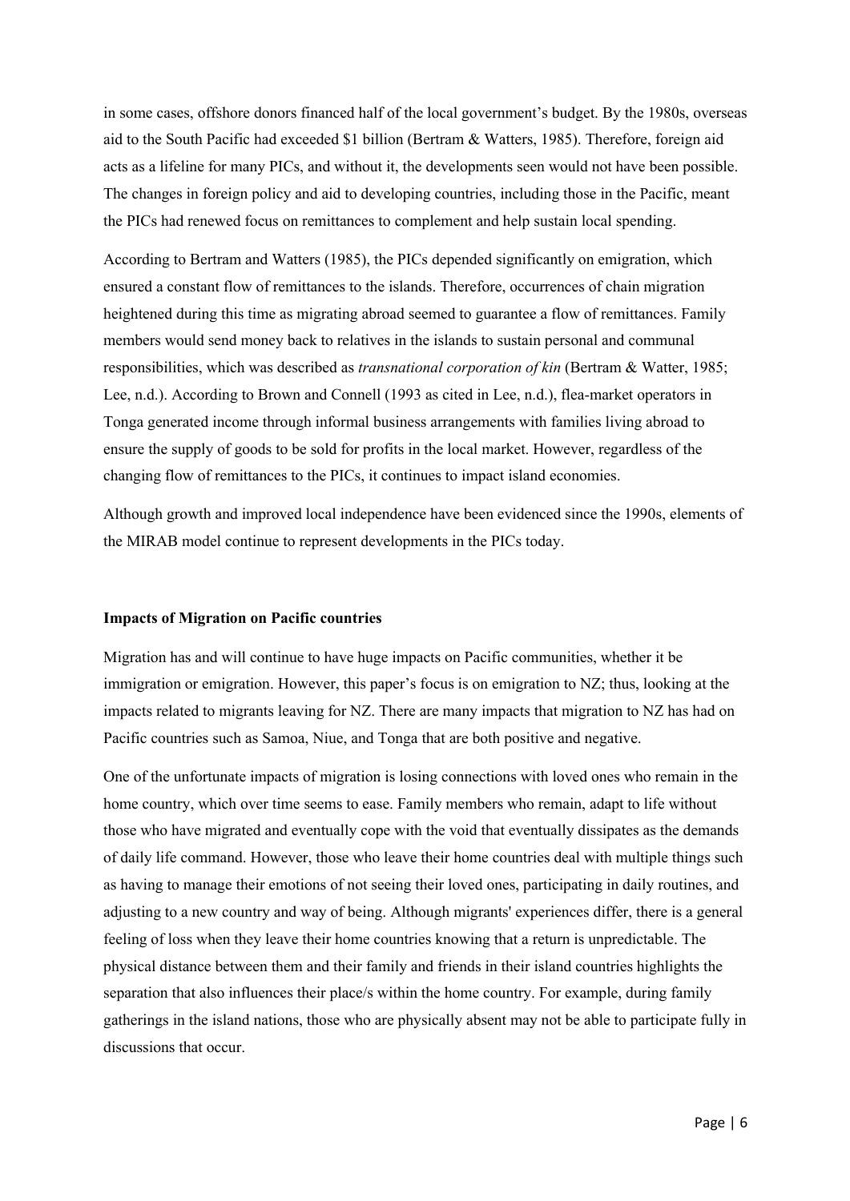in some cases, offshore donors financed half of the local government's budget. By the 1980s, overseas aid to the South Pacific had exceeded $1 billion (Bertram & Watters, 1985). Therefore, foreign aid acts as a lifeline for many PICs, and without it, the developments seen would not have been possible. The changes in foreign policy and aid to developing countries, including those in the Pacific, meant the PICs had renewed focus on remittances to complement and help sustain local spending.

According to Bertram and Watters (1985), the PICs depended significantly on emigration, which ensured a constant flow of remittances to the islands. Therefore, occurrences of chain migration heightened during this time as migrating abroad seemed to guarantee a flow of remittances. Family members would send money back to relatives in the islands to sustain personal and communal responsibilities, which was described as *transnational corporation of kin* (Bertram & Watter, 1985; Lee, n.d.). According to Brown and Connell (1993 as cited in Lee, n.d.), flea-market operators in Tonga generated income through informal business arrangements with families living abroad to ensure the supply of goods to be sold for profits in the local market. However, regardless of the changing flow of remittances to the PICs, it continues to impact island economies.

Although growth and improved local independence have been evidenced since the 1990s, elements of the MIRAB model continue to represent developments in the PICs today.

**Impacts of Migration on Pacific countries**

Migration has and will continue to have huge impacts on Pacific communities, whether it be immigration or emigration. However, this paper's focus is on emigration to NZ; thus, looking at the impacts related to migrants leaving for NZ. There are many impacts that migration to NZ has had on Pacific countries such as Samoa, Niue, and Tonga that are both positive and negative.

One of the unfortunate impacts of migration is losing connections with loved ones who remain in the home country, which over time seems to ease. Family members who remain, adapt to life without those who have migrated and eventually cope with the void that eventually dissipates as the demands of daily life command. However, those who leave their home countries deal with multiple things such as having to manage their emotions of not seeing their loved ones, participating in daily routines, and adjusting to a new country and way of being. Although migrants' experiences differ, there is a general feeling of loss when they leave their home countries knowing that a return is unpredictable. The physical distance between them and their family and friends in their island countries highlights the separation that also influences their place/s within the home country. For example, during family gatherings in the island nations, those who are physically absent may not be able to participate fully in discussions that occur.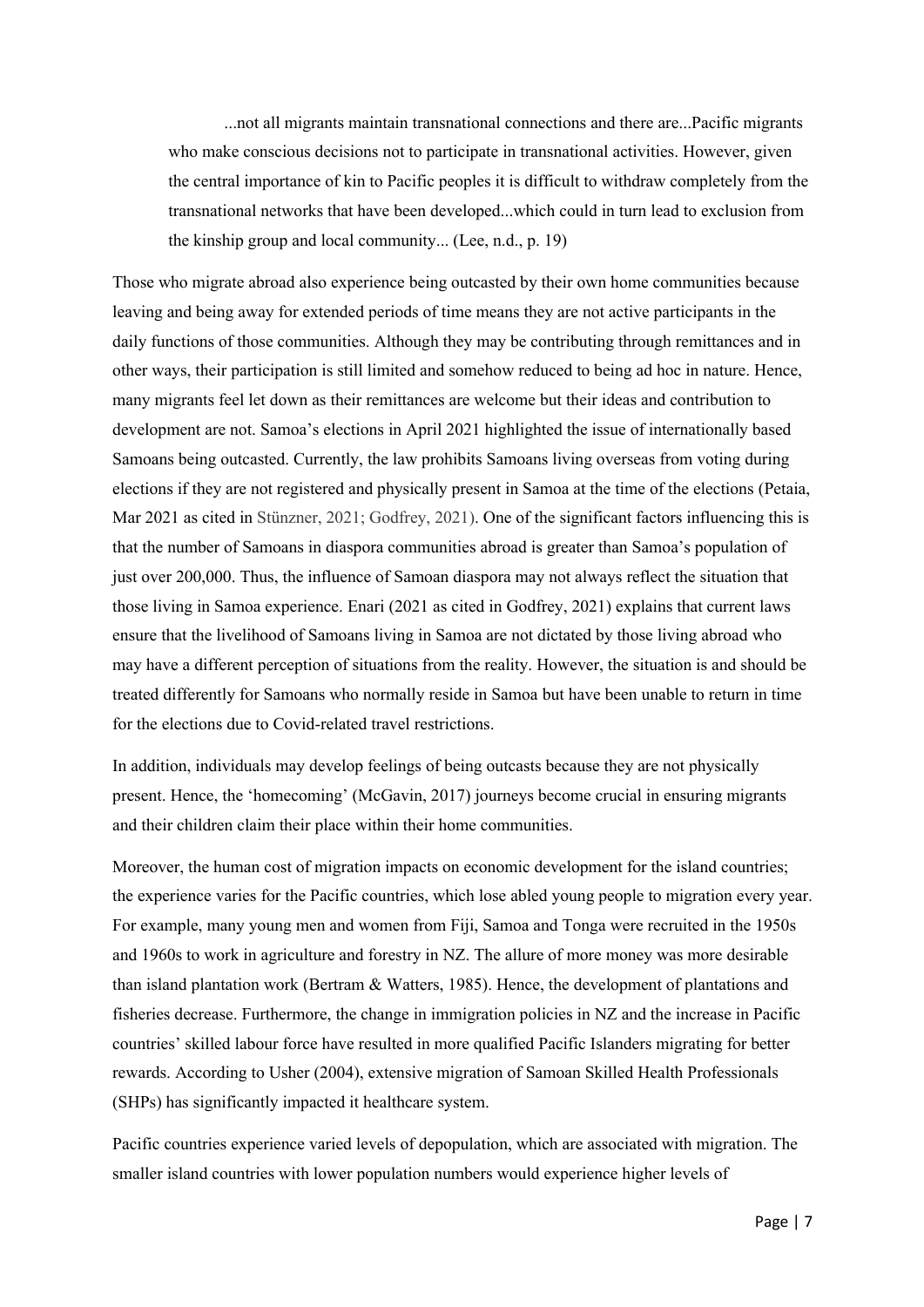> ...not all migrants maintain transnational connections and there are...Pacific migrants who make conscious decisions not to participate in transnational activities. However, given the central importance of kin to Pacific peoples it is difficult to withdraw completely from the transnational networks that have been developed...which could in turn lead to exclusion from the kinship group and local community... (Lee, n.d., p. 19)

Those who migrate abroad also experience being outcasted by their own home communities because leaving and being away for extended periods of time means they are not active participants in the daily functions of those communities. Although they may be contributing through remittances and in other ways, their participation is still limited and somehow reduced to being ad hoc in nature. Hence, many migrants feel let down as their remittances are welcome but their ideas and contribution to development are not. Samoa's elections in April 2021 highlighted the issue of internationally based Samoans being outcasted. Currently, the law prohibits Samoans living overseas from voting during elections if they are not registered and physically present in Samoa at the time of the elections (Petaia, Mar 2021 as cited in Stünzner, 2021; Godfrey, 2021). One of the significant factors influencing this is that the number of Samoans in diaspora communities abroad is greater than Samoa's population of just over 200,000. Thus, the influence of Samoan diaspora may not always reflect the situation that those living in Samoa experience. Enari (2021 as cited in Godfrey, 2021) explains that current laws ensure that the livelihood of Samoans living in Samoa are not dictated by those living abroad who may have a different perception of situations from the reality. However, the situation is and should be treated differently for Samoans who normally reside in Samoa but have been unable to return in time for the elections due to Covid-related travel restrictions.

In addition, individuals may develop feelings of being outcasts because they are not physically present. Hence, the 'homecoming' (McGavin, 2017) journeys become crucial in ensuring migrants and their children claim their place within their home communities.

Moreover, the human cost of migration impacts on economic development for the island countries; the experience varies for the Pacific countries, which lose abled young people to migration every year. For example, many young men and women from Fiji, Samoa and Tonga were recruited in the 1950s and 1960s to work in agriculture and forestry in NZ. The allure of more money was more desirable than island plantation work (Bertram & Watters, 1985). Hence, the development of plantations and fisheries decrease. Furthermore, the change in immigration policies in NZ and the increase in Pacific countries' skilled labour force have resulted in more qualified Pacific Islanders migrating for better rewards. According to Usher (2004), extensive migration of Samoan Skilled Health Professionals (SHPs) has significantly impacted it healthcare system.

Pacific countries experience varied levels of depopulation, which are associated with migration. The smaller island countries with lower population numbers would experience higher levels of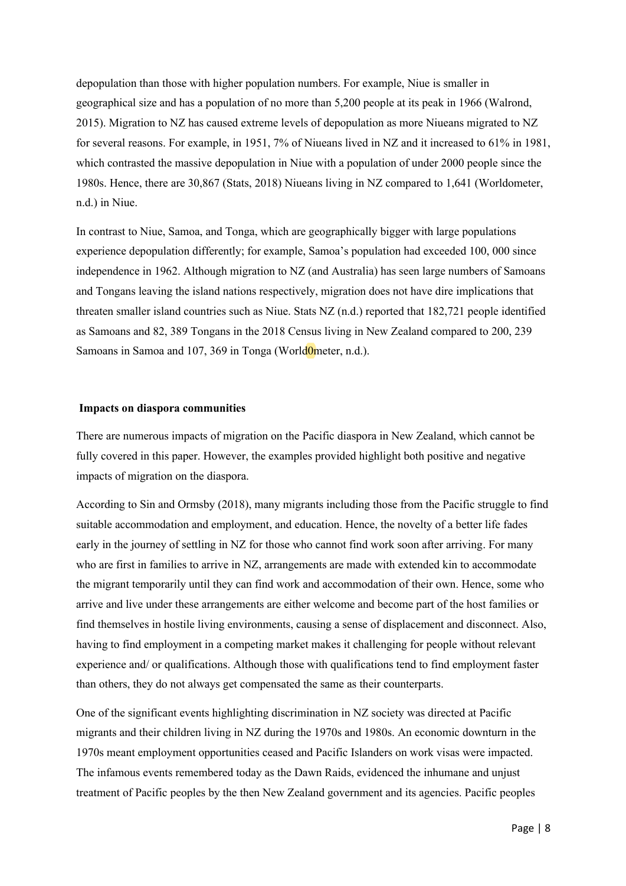depopulation than those with higher population numbers. For example, Niue is smaller in geographical size and has a population of no more than 5,200 people at its peak in 1966 (Walrond, 2015). Migration to NZ has caused extreme levels of depopulation as more Niueans migrated to NZ for several reasons. For example, in 1951, 7% of Niueans lived in NZ and it increased to 61% in 1981, which contrasted the massive depopulation in Niue with a population of under 2000 people since the 1980s. Hence, there are 30,867 (Stats, 2018) Niueans living in NZ compared to 1,641 (Worldometer, n.d.) in Niue.

In contrast to Niue, Samoa, and Tonga, which are geographically bigger with large populations experience depopulation differently; for example, Samoa's population had exceeded 100, 000 since independence in 1962. Although migration to NZ (and Australia) has seen large numbers of Samoans and Tongans leaving the island nations respectively, migration does not have dire implications that threaten smaller island countries such as Niue. Stats NZ (n.d.) reported that 182,721 people identified as Samoans and 82, 389 Tongans in the 2018 Census living in New Zealand compared to 200, 239 Samoans in Samoa and 107, 369 in Tonga (World0meter, n.d.).

## Impacts on diaspora communities

There are numerous impacts of migration on the Pacific diaspora in New Zealand, which cannot be fully covered in this paper. However, the examples provided highlight both positive and negative impacts of migration on the diaspora.

According to Sin and Ormsby (2018), many migrants including those from the Pacific struggle to find suitable accommodation and employment, and education. Hence, the novelty of a better life fades early in the journey of settling in NZ for those who cannot find work soon after arriving. For many who are first in families to arrive in NZ, arrangements are made with extended kin to accommodate the migrant temporarily until they can find work and accommodation of their own. Hence, some who arrive and live under these arrangements are either welcome and become part of the host families or find themselves in hostile living environments, causing a sense of displacement and disconnect. Also, having to find employment in a competing market makes it challenging for people without relevant experience and/ or qualifications. Although those with qualifications tend to find employment faster than others, they do not always get compensated the same as their counterparts.

One of the significant events highlighting discrimination in NZ society was directed at Pacific migrants and their children living in NZ during the 1970s and 1980s. An economic downturn in the 1970s meant employment opportunities ceased and Pacific Islanders on work visas were impacted. The infamous events remembered today as the Dawn Raids, evidenced the inhumane and unjust treatment of Pacific peoples by the then New Zealand government and its agencies. Pacific peoples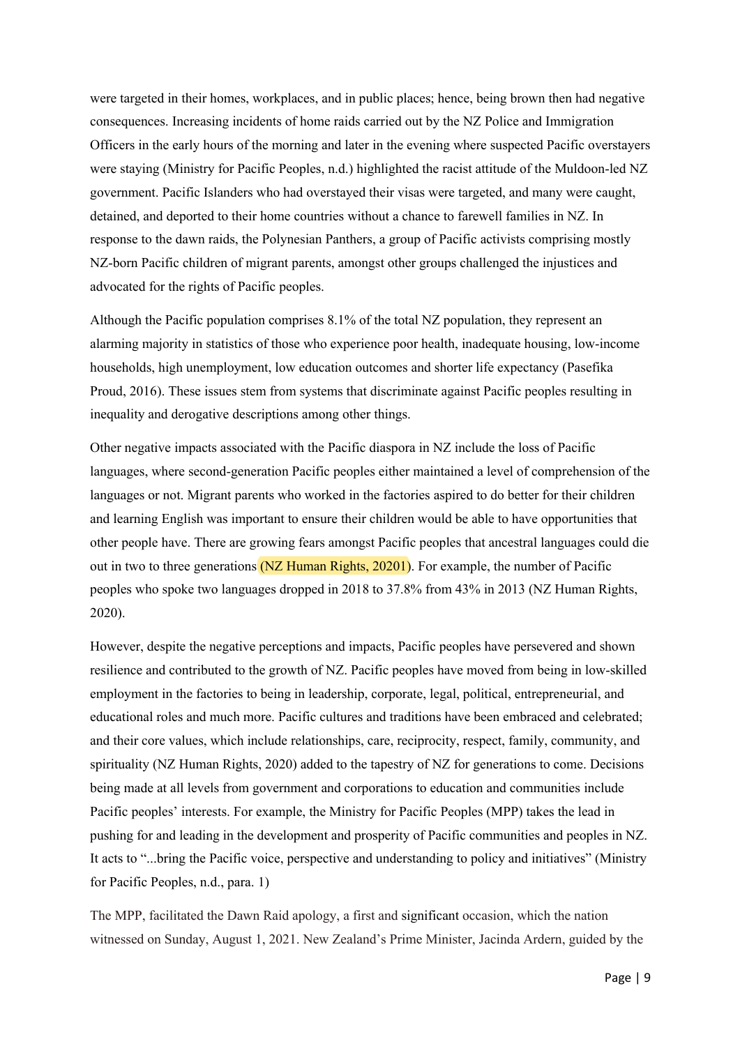were targeted in their homes, workplaces, and in public places; hence, being brown then had negative consequences. Increasing incidents of home raids carried out by the NZ Police and Immigration Officers in the early hours of the morning and later in the evening where suspected Pacific overstayers were staying (Ministry for Pacific Peoples, n.d.) highlighted the racist attitude of the Muldoon-led NZ government. Pacific Islanders who had overstayed their visas were targeted, and many were caught, detained, and deported to their home countries without a chance to farewell families in NZ. In response to the dawn raids, the Polynesian Panthers, a group of Pacific activists comprising mostly NZ-born Pacific children of migrant parents, amongst other groups challenged the injustices and advocated for the rights of Pacific peoples.

Although the Pacific population comprises 8.1% of the total NZ population, they represent an alarming majority in statistics of those who experience poor health, inadequate housing, low-income households, high unemployment, low education outcomes and shorter life expectancy (Pasefika Proud, 2016). These issues stem from systems that discriminate against Pacific peoples resulting in inequality and derogative descriptions among other things.

Other negative impacts associated with the Pacific diaspora in NZ include the loss of Pacific languages, where second-generation Pacific peoples either maintained a level of comprehension of the languages or not. Migrant parents who worked in the factories aspired to do better for their children and learning English was important to ensure their children would be able to have opportunities that other people have. There are growing fears amongst Pacific peoples that ancestral languages could die out in two to three generations (NZ Human Rights, 20201). For example, the number of Pacific peoples who spoke two languages dropped in 2018 to 37.8% from 43% in 2013 (NZ Human Rights, 2020).

However, despite the negative perceptions and impacts, Pacific peoples have persevered and shown resilience and contributed to the growth of NZ. Pacific peoples have moved from being in low-skilled employment in the factories to being in leadership, corporate, legal, political, entrepreneurial, and educational roles and much more. Pacific cultures and traditions have been embraced and celebrated; and their core values, which include relationships, care, reciprocity, respect, family, community, and spirituality (NZ Human Rights, 2020) added to the tapestry of NZ for generations to come. Decisions being made at all levels from government and corporations to education and communities include Pacific peoples' interests. For example, the Ministry for Pacific Peoples (MPP) takes the lead in pushing for and leading in the development and prosperity of Pacific communities and peoples in NZ. It acts to "...bring the Pacific voice, perspective and understanding to policy and initiatives" (Ministry for Pacific Peoples, n.d., para. 1)

The MPP, facilitated the Dawn Raid apology, a first and significant occasion, which the nation witnessed on Sunday, August 1, 2021. New Zealand's Prime Minister, Jacinda Ardern, guided by the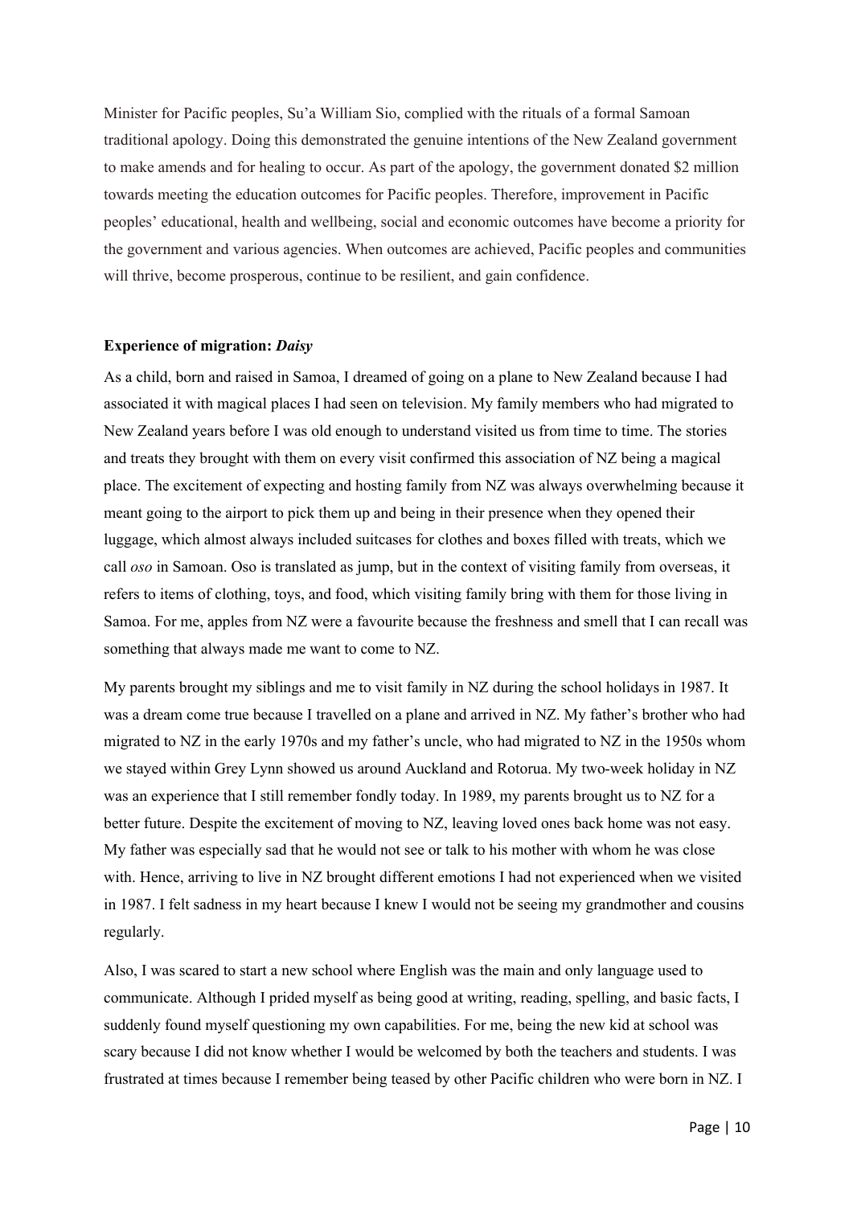Minister for Pacific peoples, Su'a William Sio, complied with the rituals of a formal Samoan traditional apology. Doing this demonstrated the genuine intentions of the New Zealand government to make amends and for healing to occur. As part of the apology, the government donated $2 million towards meeting the education outcomes for Pacific peoples. Therefore, improvement in Pacific peoples' educational, health and wellbeing, social and economic outcomes have become a priority for the government and various agencies. When outcomes are achieved, Pacific peoples and communities will thrive, become prosperous, continue to be resilient, and gain confidence.

### Experience of migration: *Daisy*

As a child, born and raised in Samoa, I dreamed of going on a plane to New Zealand because I had associated it with magical places I had seen on television. My family members who had migrated to New Zealand years before I was old enough to understand visited us from time to time. The stories and treats they brought with them on every visit confirmed this association of NZ being a magical place. The excitement of expecting and hosting family from NZ was always overwhelming because it meant going to the airport to pick them up and being in their presence when they opened their luggage, which almost always included suitcases for clothes and boxes filled with treats, which we call *oso* in Samoan. Oso is translated as jump, but in the context of visiting family from overseas, it refers to items of clothing, toys, and food, which visiting family bring with them for those living in Samoa. For me, apples from NZ were a favourite because the freshness and smell that I can recall was something that always made me want to come to NZ.

My parents brought my siblings and me to visit family in NZ during the school holidays in 1987. It was a dream come true because I travelled on a plane and arrived in NZ. My father's brother who had migrated to NZ in the early 1970s and my father's uncle, who had migrated to NZ in the 1950s whom we stayed within Grey Lynn showed us around Auckland and Rotorua. My two-week holiday in NZ was an experience that I still remember fondly today. In 1989, my parents brought us to NZ for a better future. Despite the excitement of moving to NZ, leaving loved ones back home was not easy. My father was especially sad that he would not see or talk to his mother with whom he was close with. Hence, arriving to live in NZ brought different emotions I had not experienced when we visited in 1987. I felt sadness in my heart because I knew I would not be seeing my grandmother and cousins regularly.

Also, I was scared to start a new school where English was the main and only language used to communicate. Although I prided myself as being good at writing, reading, spelling, and basic facts, I suddenly found myself questioning my own capabilities. For me, being the new kid at school was scary because I did not know whether I would be welcomed by both the teachers and students. I was frustrated at times because I remember being teased by other Pacific children who were born in NZ. I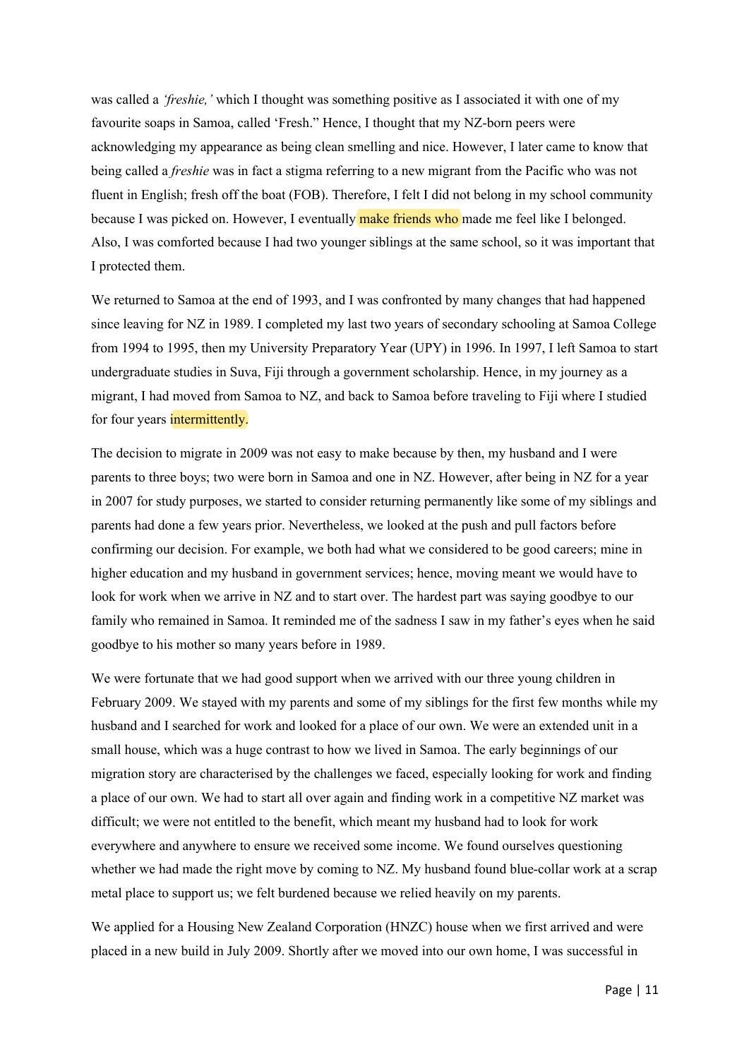was called a *'freshie,'* which I thought was something positive as I associated it with one of my favourite soaps in Samoa, called 'Fresh." Hence, I thought that my NZ-born peers were acknowledging my appearance as being clean smelling and nice. However, I later came to know that being called a *freshie* was in fact a stigma referring to a new migrant from the Pacific who was not fluent in English; fresh off the boat (FOB). Therefore, I felt I did not belong in my school community because I was picked on. However, I eventually make friends who made me feel like I belonged. Also, I was comforted because I had two younger siblings at the same school, so it was important that I protected them.

We returned to Samoa at the end of 1993, and I was confronted by many changes that had happened since leaving for NZ in 1989. I completed my last two years of secondary schooling at Samoa College from 1994 to 1995, then my University Preparatory Year (UPY) in 1996. In 1997, I left Samoa to start undergraduate studies in Suva, Fiji through a government scholarship. Hence, in my journey as a migrant, I had moved from Samoa to NZ, and back to Samoa before traveling to Fiji where I studied for four years intermittently.

The decision to migrate in 2009 was not easy to make because by then, my husband and I were parents to three boys; two were born in Samoa and one in NZ. However, after being in NZ for a year in 2007 for study purposes, we started to consider returning permanently like some of my siblings and parents had done a few years prior. Nevertheless, we looked at the push and pull factors before confirming our decision. For example, we both had what we considered to be good careers; mine in higher education and my husband in government services; hence, moving meant we would have to look for work when we arrive in NZ and to start over. The hardest part was saying goodbye to our family who remained in Samoa. It reminded me of the sadness I saw in my father's eyes when he said goodbye to his mother so many years before in 1989.

We were fortunate that we had good support when we arrived with our three young children in February 2009. We stayed with my parents and some of my siblings for the first few months while my husband and I searched for work and looked for a place of our own. We were an extended unit in a small house, which was a huge contrast to how we lived in Samoa. The early beginnings of our migration story are characterised by the challenges we faced, especially looking for work and finding a place of our own. We had to start all over again and finding work in a competitive NZ market was difficult; we were not entitled to the benefit, which meant my husband had to look for work everywhere and anywhere to ensure we received some income. We found ourselves questioning whether we had made the right move by coming to NZ. My husband found blue-collar work at a scrap metal place to support us; we felt burdened because we relied heavily on my parents.

We applied for a Housing New Zealand Corporation (HNZC) house when we first arrived and were placed in a new build in July 2009. Shortly after we moved into our own home, I was successful in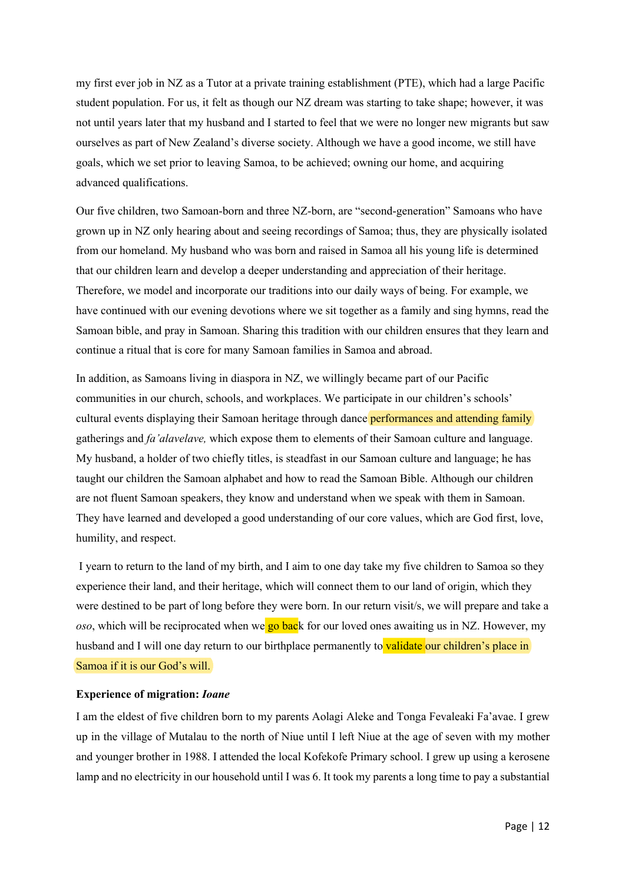my first ever job in NZ as a Tutor at a private training establishment (PTE), which had a large Pacific student population. For us, it felt as though our NZ dream was starting to take shape; however, it was not until years later that my husband and I started to feel that we were no longer new migrants but saw ourselves as part of New Zealand's diverse society. Although we have a good income, we still have goals, which we set prior to leaving Samoa, to be achieved; owning our home, and acquiring advanced qualifications.

Our five children, two Samoan-born and three NZ-born, are "second-generation" Samoans who have grown up in NZ only hearing about and seeing recordings of Samoa; thus, they are physically isolated from our homeland. My husband who was born and raised in Samoa all his young life is determined that our children learn and develop a deeper understanding and appreciation of their heritage. Therefore, we model and incorporate our traditions into our daily ways of being. For example, we have continued with our evening devotions where we sit together as a family and sing hymns, read the Samoan bible, and pray in Samoan. Sharing this tradition with our children ensures that they learn and continue a ritual that is core for many Samoan families in Samoa and abroad.

In addition, as Samoans living in diaspora in NZ, we willingly became part of our Pacific communities in our church, schools, and workplaces. We participate in our children's schools' cultural events displaying their Samoan heritage through dance performances and attending family gatherings and *fa'alavelave,* which expose them to elements of their Samoan culture and language. My husband, a holder of two chiefly titles, is steadfast in our Samoan culture and language; he has taught our children the Samoan alphabet and how to read the Samoan Bible. Although our children are not fluent Samoan speakers, they know and understand when we speak with them in Samoan. They have learned and developed a good understanding of our core values, which are God first, love, humility, and respect.

I yearn to return to the land of my birth, and I aim to one day take my five children to Samoa so they experience their land, and their heritage, which will connect them to our land of origin, which they were destined to be part of long before they were born. In our return visit/s, we will prepare and take a *oso*, which will be reciprocated when we go back for our loved ones awaiting us in NZ. However, my husband and I will one day return to our birthplace permanently to validate our children's place in Samoa if it is our God's will.

**Experience of migration: *Ioane***

I am the eldest of five children born to my parents Aolagi Aleke and Tonga Fevaleaki Fa'avae. I grew up in the village of Mutalau to the north of Niue until I left Niue at the age of seven with my mother and younger brother in 1988. I attended the local Kofekofe Primary school. I grew up using a kerosene lamp and no electricity in our household until I was 6. It took my parents a long time to pay a substantial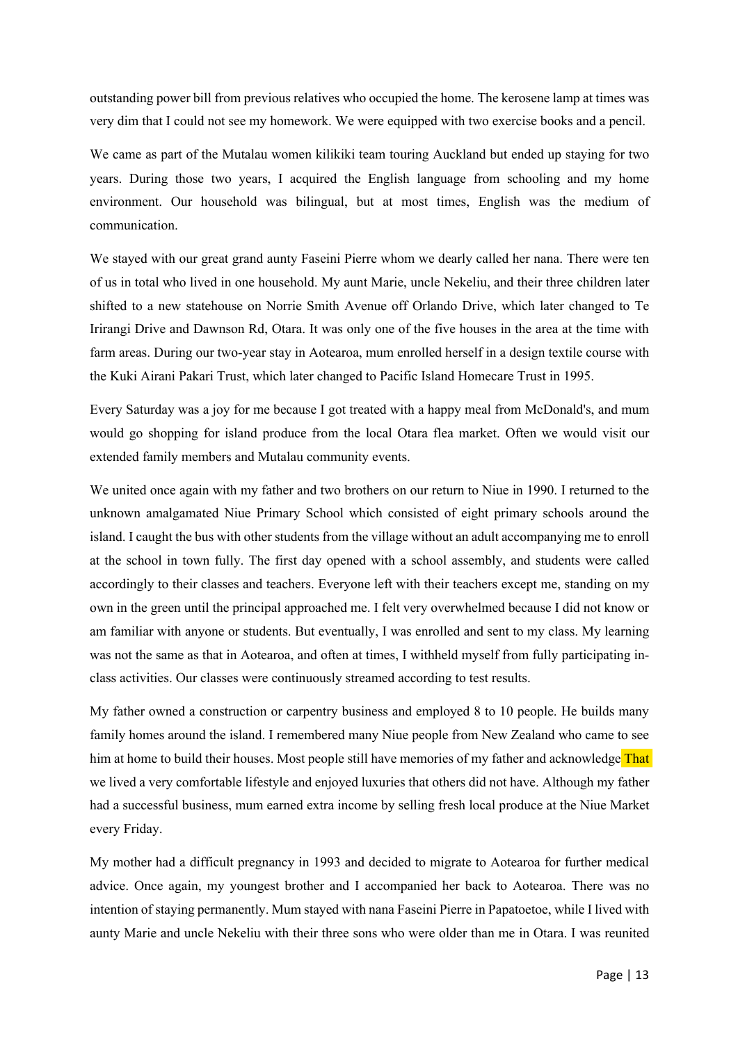outstanding power bill from previous relatives who occupied the home. The kerosene lamp at times was very dim that I could not see my homework. We were equipped with two exercise books and a pencil.

We came as part of the Mutalau women kilikiki team touring Auckland but ended up staying for two years. During those two years, I acquired the English language from schooling and my home environment. Our household was bilingual, but at most times, English was the medium of communication.

We stayed with our great grand aunty Faseini Pierre whom we dearly called her nana. There were ten of us in total who lived in one household. My aunt Marie, uncle Nekeliu, and their three children later shifted to a new statehouse on Norrie Smith Avenue off Orlando Drive, which later changed to Te Irirangi Drive and Dawnson Rd, Otara. It was only one of the five houses in the area at the time with farm areas. During our two-year stay in Aotearoa, mum enrolled herself in a design textile course with the Kuki Airani Pakari Trust, which later changed to Pacific Island Homecare Trust in 1995.

Every Saturday was a joy for me because I got treated with a happy meal from McDonald's, and mum would go shopping for island produce from the local Otara flea market. Often we would visit our extended family members and Mutalau community events.

We united once again with my father and two brothers on our return to Niue in 1990. I returned to the unknown amalgamated Niue Primary School which consisted of eight primary schools around the island. I caught the bus with other students from the village without an adult accompanying me to enroll at the school in town fully. The first day opened with a school assembly, and students were called accordingly to their classes and teachers. Everyone left with their teachers except me, standing on my own in the green until the principal approached me. I felt very overwhelmed because I did not know or am familiar with anyone or students. But eventually, I was enrolled and sent to my class. My learning was not the same as that in Aotearoa, and often at times, I withheld myself from fully participating in-class activities. Our classes were continuously streamed according to test results.

My father owned a construction or carpentry business and employed 8 to 10 people. He builds many family homes around the island. I remembered many Niue people from New Zealand who came to see him at home to build their houses. Most people still have memories of my father and acknowledge That we lived a very comfortable lifestyle and enjoyed luxuries that others did not have. Although my father had a successful business, mum earned extra income by selling fresh local produce at the Niue Market every Friday.

My mother had a difficult pregnancy in 1993 and decided to migrate to Aotearoa for further medical advice. Once again, my youngest brother and I accompanied her back to Aotearoa. There was no intention of staying permanently. Mum stayed with nana Faseini Pierre in Papatoetoe, while I lived with aunty Marie and uncle Nekeliu with their three sons who were older than me in Otara. I was reunited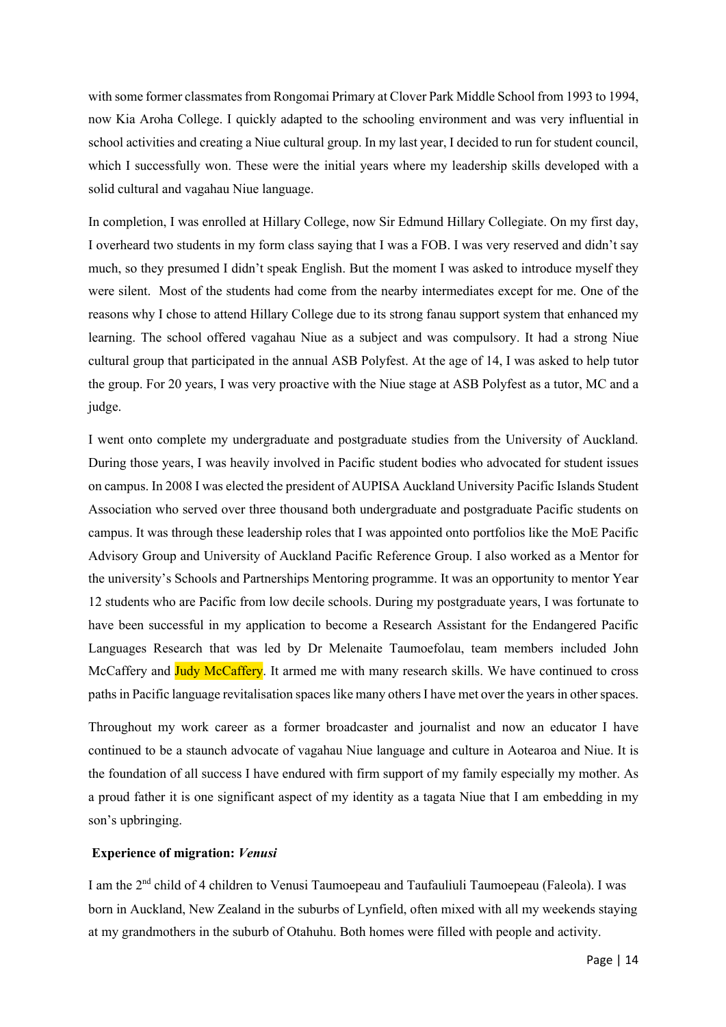with some former classmates from Rongomai Primary at Clover Park Middle School from 1993 to 1994, now Kia Aroha College. I quickly adapted to the schooling environment and was very influential in school activities and creating a Niue cultural group. In my last year, I decided to run for student council, which I successfully won. These were the initial years where my leadership skills developed with a solid cultural and vagahau Niue language.

In completion, I was enrolled at Hillary College, now Sir Edmund Hillary Collegiate. On my first day, I overheard two students in my form class saying that I was a FOB. I was very reserved and didn't say much, so they presumed I didn't speak English. But the moment I was asked to introduce myself they were silent. Most of the students had come from the nearby intermediates except for me. One of the reasons why I chose to attend Hillary College due to its strong fanau support system that enhanced my learning. The school offered vagahau Niue as a subject and was compulsory. It had a strong Niue cultural group that participated in the annual ASB Polyfest. At the age of 14, I was asked to help tutor the group. For 20 years, I was very proactive with the Niue stage at ASB Polyfest as a tutor, MC and a judge.

I went onto complete my undergraduate and postgraduate studies from the University of Auckland. During those years, I was heavily involved in Pacific student bodies who advocated for student issues on campus. In 2008 I was elected the president of AUPISA Auckland University Pacific Islands Student Association who served over three thousand both undergraduate and postgraduate Pacific students on campus. It was through these leadership roles that I was appointed onto portfolios like the MoE Pacific Advisory Group and University of Auckland Pacific Reference Group. I also worked as a Mentor for the university's Schools and Partnerships Mentoring programme. It was an opportunity to mentor Year 12 students who are Pacific from low decile schools. During my postgraduate years, I was fortunate to have been successful in my application to become a Research Assistant for the Endangered Pacific Languages Research that was led by Dr Melenaite Taumoefolau, team members included John McCaffery and Judy McCaffery. It armed me with many research skills. We have continued to cross paths in Pacific language revitalisation spaces like many others I have met over the years in other spaces.

Throughout my work career as a former broadcaster and journalist and now an educator I have continued to be a staunch advocate of vagahau Niue language and culture in Aotearoa and Niue. It is the foundation of all success I have endured with firm support of my family especially my mother. As a proud father it is one significant aspect of my identity as a tagata Niue that I am embedding in my son's upbringing.

**Experience of migration: *Venusi***

I am the 2nd child of 4 children to Venusi Taumoepeau and Taufauliuli Taumoepeau (Faleola). I was born in Auckland, New Zealand in the suburbs of Lynfield, often mixed with all my weekends staying at my grandmothers in the suburb of Otahuhu. Both homes were filled with people and activity.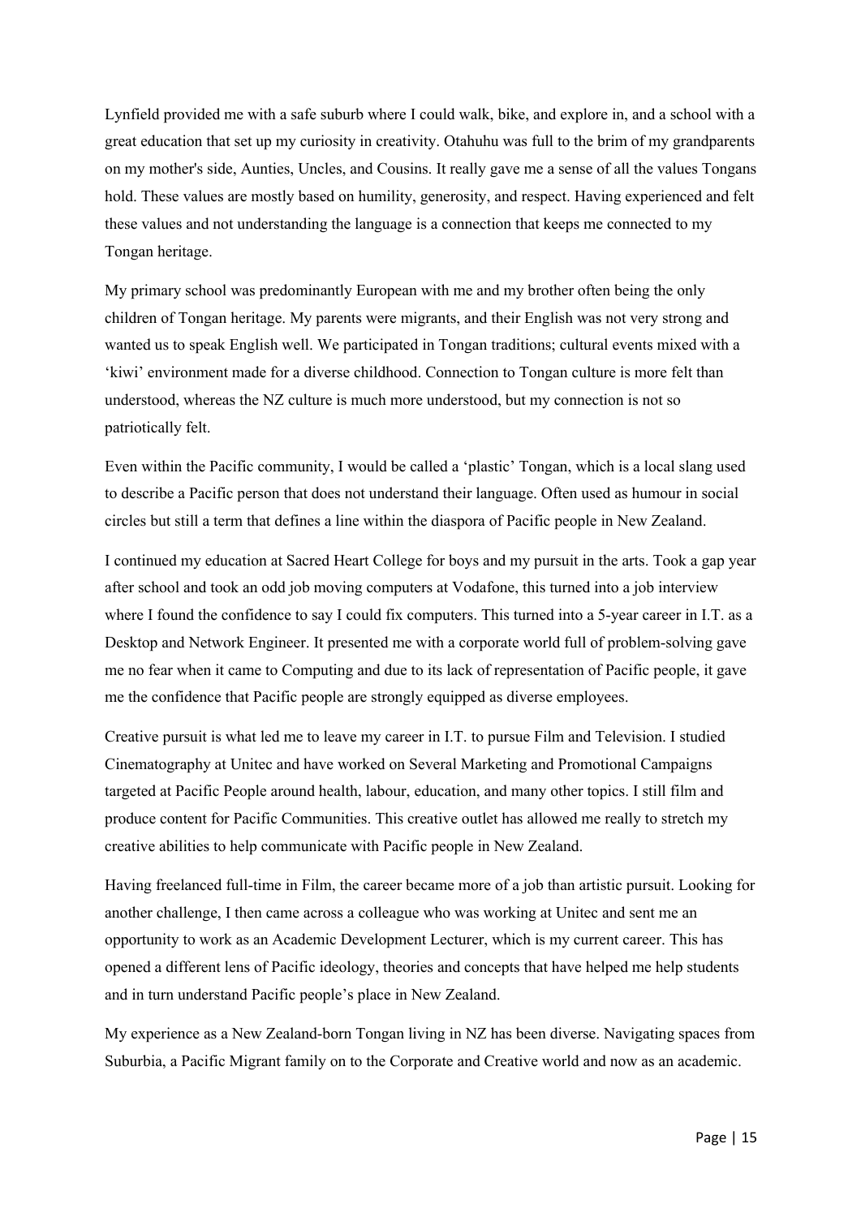Lynfield provided me with a safe suburb where I could walk, bike, and explore in, and a school with a great education that set up my curiosity in creativity. Otahuhu was full to the brim of my grandparents on my mother's side, Aunties, Uncles, and Cousins. It really gave me a sense of all the values Tongans hold. These values are mostly based on humility, generosity, and respect. Having experienced and felt these values and not understanding the language is a connection that keeps me connected to my Tongan heritage.

My primary school was predominantly European with me and my brother often being the only children of Tongan heritage. My parents were migrants, and their English was not very strong and wanted us to speak English well. We participated in Tongan traditions; cultural events mixed with a 'kiwi' environment made for a diverse childhood. Connection to Tongan culture is more felt than understood, whereas the NZ culture is much more understood, but my connection is not so patriotically felt.

Even within the Pacific community, I would be called a 'plastic' Tongan, which is a local slang used to describe a Pacific person that does not understand their language. Often used as humour in social circles but still a term that defines a line within the diaspora of Pacific people in New Zealand.

I continued my education at Sacred Heart College for boys and my pursuit in the arts. Took a gap year after school and took an odd job moving computers at Vodafone, this turned into a job interview where I found the confidence to say I could fix computers. This turned into a 5-year career in I.T. as a Desktop and Network Engineer. It presented me with a corporate world full of problem-solving gave me no fear when it came to Computing and due to its lack of representation of Pacific people, it gave me the confidence that Pacific people are strongly equipped as diverse employees.

Creative pursuit is what led me to leave my career in I.T. to pursue Film and Television. I studied Cinematography at Unitec and have worked on Several Marketing and Promotional Campaigns targeted at Pacific People around health, labour, education, and many other topics. I still film and produce content for Pacific Communities. This creative outlet has allowed me really to stretch my creative abilities to help communicate with Pacific people in New Zealand.

Having freelanced full-time in Film, the career became more of a job than artistic pursuit. Looking for another challenge, I then came across a colleague who was working at Unitec and sent me an opportunity to work as an Academic Development Lecturer, which is my current career. This has opened a different lens of Pacific ideology, theories and concepts that have helped me help students and in turn understand Pacific people's place in New Zealand.

My experience as a New Zealand-born Tongan living in NZ has been diverse. Navigating spaces from Suburbia, a Pacific Migrant family on to the Corporate and Creative world and now as an academic.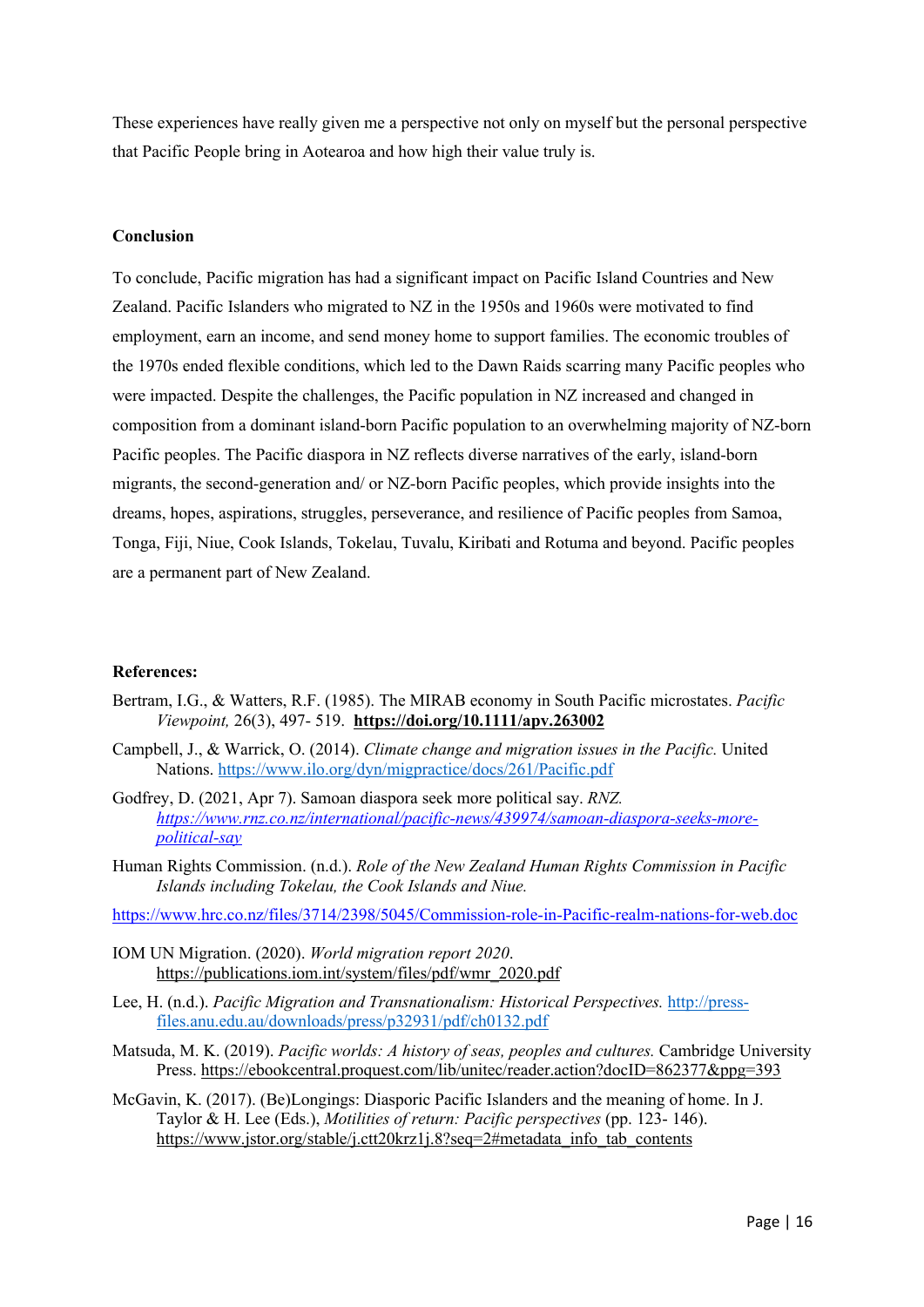These experiences have really given me a perspective not only on myself but the personal perspective that Pacific People bring in Aotearoa and how high their value truly is.

**Conclusion**

To conclude, Pacific migration has had a significant impact on Pacific Island Countries and New Zealand. Pacific Islanders who migrated to NZ in the 1950s and 1960s were motivated to find employment, earn an income, and send money home to support families. The economic troubles of the 1970s ended flexible conditions, which led to the Dawn Raids scarring many Pacific peoples who were impacted. Despite the challenges, the Pacific population in NZ increased and changed in composition from a dominant island-born Pacific population to an overwhelming majority of NZ-born Pacific peoples. The Pacific diaspora in NZ reflects diverse narratives of the early, island-born migrants, the second-generation and/ or NZ-born Pacific peoples, which provide insights into the dreams, hopes, aspirations, struggles, perseverance, and resilience of Pacific peoples from Samoa, Tonga, Fiji, Niue, Cook Islands, Tokelau, Tuvalu, Kiribati and Rotuma and beyond. Pacific peoples are a permanent part of New Zealand.

**References:**

Bertram, I.G., & Watters, R.F. (1985). The MIRAB economy in South Pacific microstates. *Pacific Viewpoint,* 26(3), 497- 519. **https://doi.org/10.1111/apv.263002**

Campbell, J., & Warrick, O. (2014). *Climate change and migration issues in the Pacific.* United Nations. https://www.ilo.org/dyn/migpractice/docs/261/Pacific.pdf

Godfrey, D. (2021, Apr 7). Samoan diaspora seek more political say. *RNZ. https://www.rnz.co.nz/international/pacific-news/439974/samoan-diaspora-seeks-more-political-say*

Human Rights Commission. (n.d.). *Role of the New Zealand Human Rights Commission in Pacific Islands including Tokelau, the Cook Islands and Niue.*

https://www.hrc.co.nz/files/3714/2398/5045/Commission-role-in-Pacific-realm-nations-for-web.doc

IOM UN Migration. (2020). *World migration report 2020.* https://publications.iom.int/system/files/pdf/wmr_2020.pdf

Lee, H. (n.d.). *Pacific Migration and Transnationalism: Historical Perspectives.* http://press-files.anu.edu.au/downloads/press/p32931/pdf/ch0132.pdf

Matsuda, M. K. (2019). *Pacific worlds: A history of seas, peoples and cultures.* Cambridge University Press. https://ebookcentral.proquest.com/lib/unitec/reader.action?docID=862377&ppg=393

McGavin, K. (2017). (Be)Longings: Diasporic Pacific Islanders and the meaning of home. In J. Taylor & H. Lee (Eds.), *Motilities of return: Pacific perspectives* (pp. 123- 146). https://www.jstor.org/stable/j.ctt20krz1j.8?seq=2#metadata_info_tab_contents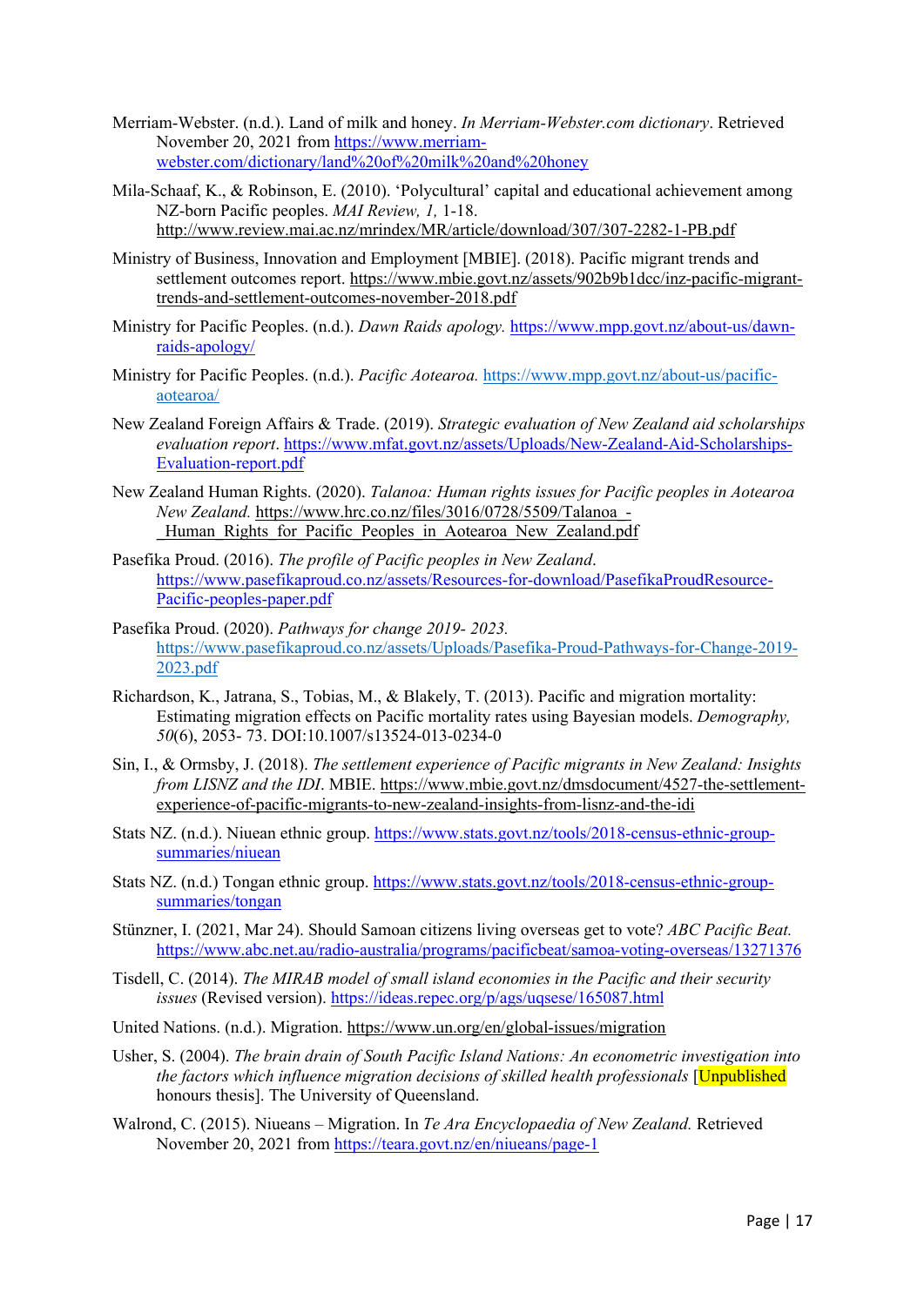Merriam-Webster. (n.d.). Land of milk and honey. *In Merriam-Webster.com dictionary*. Retrieved November 20, 2021 from https://www.merriam-webster.com/dictionary/land%20of%20milk%20and%20honey

Mila-Schaaf, K., & Robinson, E. (2010). 'Polycultural' capital and educational achievement among NZ-born Pacific peoples. *MAI Review, 1,* 1-18. http://www.review.mai.ac.nz/mrindex/MR/article/download/307/307-2282-1-PB.pdf

Ministry of Business, Innovation and Employment [MBIE]. (2018). Pacific migrant trends and settlement outcomes report. https://www.mbie.govt.nz/assets/902b9b1dcc/inz-pacific-migrant-trends-and-settlement-outcomes-november-2018.pdf

Ministry for Pacific Peoples. (n.d.). *Dawn Raids apology.* https://www.mpp.govt.nz/about-us/dawn-raids-apology/

Ministry for Pacific Peoples. (n.d.). *Pacific Aotearoa.* https://www.mpp.govt.nz/about-us/pacific-aotearoa/

New Zealand Foreign Affairs & Trade. (2019). *Strategic evaluation of New Zealand aid scholarships evaluation report*. https://www.mfat.govt.nz/assets/Uploads/New-Zealand-Aid-Scholarships-Evaluation-report.pdf

New Zealand Human Rights. (2020). *Talanoa: Human rights issues for Pacific peoples in Aotearoa New Zealand.* https://www.hrc.co.nz/files/3016/0728/5509/Talanoa_-_Human_Rights_for_Pacific_Peoples_in_Aotearoa_New_Zealand.pdf

Pasefika Proud. (2016). *The profile of Pacific peoples in New Zealand*. https://www.pasefikaproud.co.nz/assets/Resources-for-download/PasefikaProudResource-Pacific-peoples-paper.pdf

Pasefika Proud. (2020). *Pathways for change 2019- 2023.* https://www.pasefikaproud.co.nz/assets/Uploads/Pasefika-Proud-Pathways-for-Change-2019-2023.pdf

Richardson, K., Jatrana, S., Tobias, M., & Blakely, T. (2013). Pacific and migration mortality: Estimating migration effects on Pacific mortality rates using Bayesian models. *Demography, 50*(6), 2053- 73. DOI:10.1007/s13524-013-0234-0

Sin, I., & Ormsby, J. (2018). *The settlement experience of Pacific migrants in New Zealand: Insights from LISNZ and the IDI*. MBIE. https://www.mbie.govt.nz/dmsdocument/4527-the-settlement-experience-of-pacific-migrants-to-new-zealand-insights-from-lisnz-and-the-idi

Stats NZ. (n.d.). Niuean ethnic group. https://www.stats.govt.nz/tools/2018-census-ethnic-group-summaries/niuean

Stats NZ. (n.d.) Tongan ethnic group. https://www.stats.govt.nz/tools/2018-census-ethnic-group-summaries/tongan

Stünzner, I. (2021, Mar 24). Should Samoan citizens living overseas get to vote? *ABC Pacific Beat.* https://www.abc.net.au/radio-australia/programs/pacificbeat/samoa-voting-overseas/13271376

Tisdell, C. (2014). *The MIRAB model of small island economies in the Pacific and their security issues* (Revised version). https://ideas.repec.org/p/ags/uqsese/165087.html

United Nations. (n.d.). Migration. https://www.un.org/en/global-issues/migration

Usher, S. (2004). *The brain drain of South Pacific Island Nations: An econometric investigation into the factors which influence migration decisions of skilled health professionals* [Unpublished honours thesis]. The University of Queensland.

Walrond, C. (2015). Niueans – Migration. In *Te Ara Encyclopaedia of New Zealand.* Retrieved November 20, 2021 from https://teara.govt.nz/en/niueans/page-1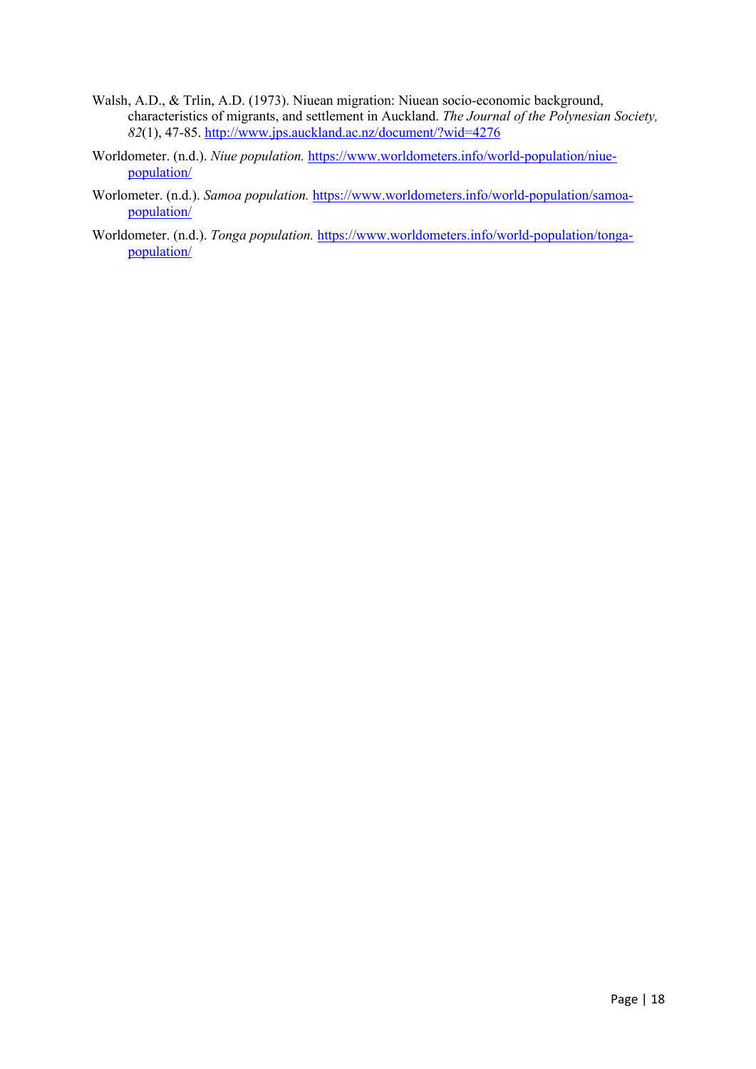Walsh, A.D., & Trlin, A.D. (1973). Niuean migration: Niuean socio-economic background, characteristics of migrants, and settlement in Auckland. *The Journal of the Polynesian Society, 82*(1), 47-85. http://www.jps.auckland.ac.nz/document/?wid=4276

Worldometer. (n.d.). *Niue population.* https://www.worldometers.info/world-population/niue-population/

Worlometer. (n.d.). *Samoa population.* https://www.worldometers.info/world-population/samoa-population/

Worldometer. (n.d.). *Tonga population.* https://www.worldometers.info/world-population/tonga-population/